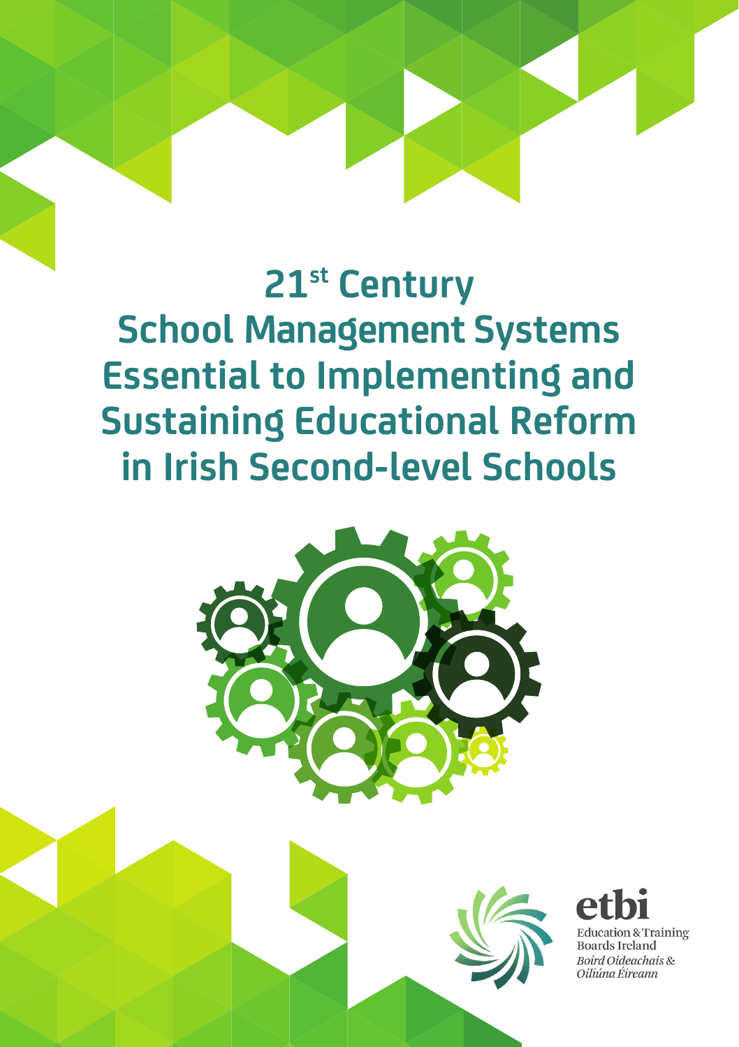# 21st Century School Management Systems Essential to Implementing and Sustaining Educational Reform in Irish Second-level Schools

etbi

Education & Training Boards Ireland

*Boird Oideachais & Oiliúna Éireann*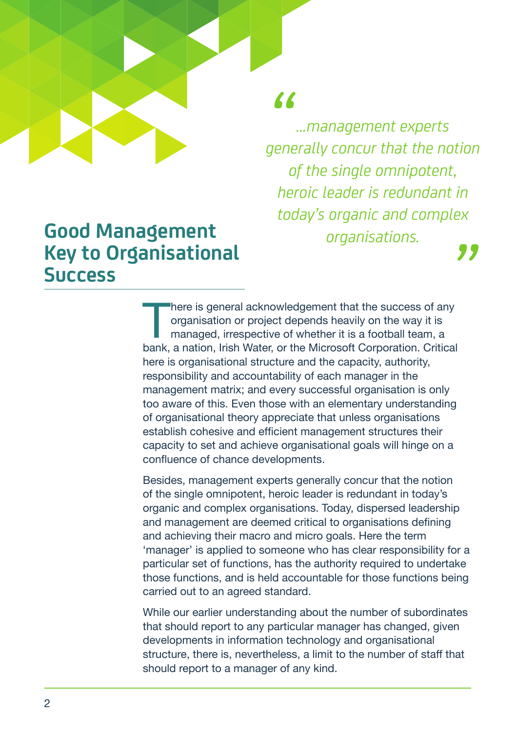> *"...management experts generally concur that the notion of the single omnipotent, heroic leader is redundant in today's organic and complex organisations."*

## Good Management Key to Organisational Success

There is general acknowledgement that the success of any organisation or project depends heavily on the way it is managed, irrespective of whether it is a football team, a bank, a nation, Irish Water, or the Microsoft Corporation. Critical here is organisational structure and the capacity, authority, responsibility and accountability of each manager in the management matrix; and every successful organisation is only too aware of this. Even those with an elementary understanding of organisational theory appreciate that unless organisations establish cohesive and efficient management structures their capacity to set and achieve organisational goals will hinge on a confluence of chance developments.

Besides, management experts generally concur that the notion of the single omnipotent, heroic leader is redundant in today's organic and complex organisations. Today, dispersed leadership and management are deemed critical to organisations defining and achieving their macro and micro goals. Here the term 'manager' is applied to someone who has clear responsibility for a particular set of functions, has the authority required to undertake those functions, and is held accountable for those functions being carried out to an agreed standard.

While our earlier understanding about the number of subordinates that should report to any particular manager has changed, given developments in information technology and organisational structure, there is, nevertheless, a limit to the number of staff that should report to a manager of any kind.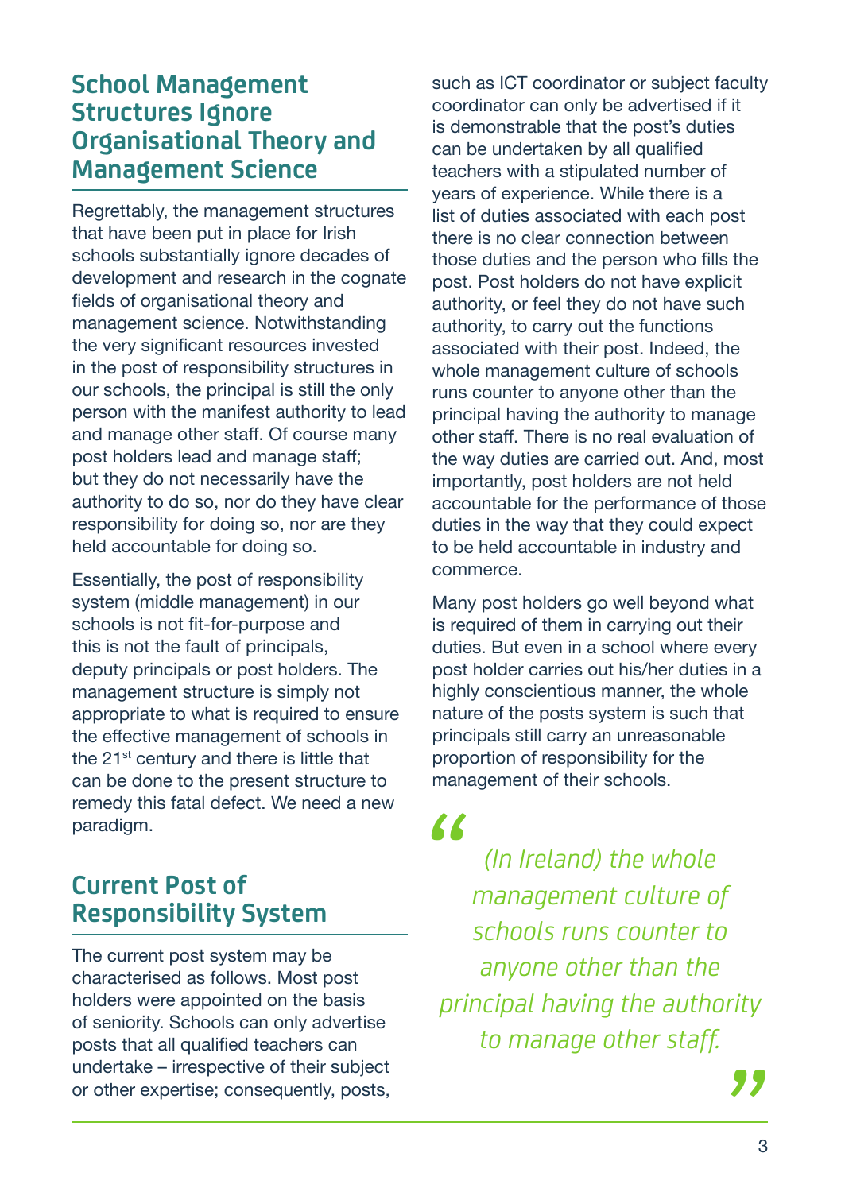## School Management Structures Ignore Organisational Theory and Management Science

Regrettably, the management structures that have been put in place for Irish schools substantially ignore decades of development and research in the cognate fields of organisational theory and management science. Notwithstanding the very significant resources invested in the post of responsibility structures in our schools, the principal is still the only person with the manifest authority to lead and manage other staff. Of course many post holders lead and manage staff; but they do not necessarily have the authority to do so, nor do they have clear responsibility for doing so, nor are they held accountable for doing so.

Essentially, the post of responsibility system (middle management) in our schools is not fit-for-purpose and this is not the fault of principals, deputy principals or post holders. The management structure is simply not appropriate to what is required to ensure the effective management of schools in the 21st century and there is little that can be done to the present structure to remedy this fatal defect. We need a new paradigm.

## Current Post of Responsibility System

The current post system may be characterised as follows. Most post holders were appointed on the basis of seniority. Schools can only advertise posts that all qualified teachers can undertake – irrespective of their subject or other expertise; consequently, posts, such as ICT coordinator or subject faculty coordinator can only be advertised if it is demonstrable that the post's duties can be undertaken by all qualified teachers with a stipulated number of years of experience. While there is a list of duties associated with each post there is no clear connection between those duties and the person who fills the post. Post holders do not have explicit authority, or feel they do not have such authority, to carry out the functions associated with their post. Indeed, the whole management culture of schools runs counter to anyone other than the principal having the authority to manage other staff. There is no real evaluation of the way duties are carried out. And, most importantly, post holders are not held accountable for the performance of those duties in the way that they could expect to be held accountable in industry and commerce.

Many post holders go well beyond what is required of them in carrying out their duties. But even in a school where every post holder carries out his/her duties in a highly conscientious manner, the whole nature of the posts system is such that principals still carry an unreasonable proportion of responsibility for the management of their schools.

> *“(In Ireland) the whole management culture of schools runs counter to anyone other than the principal having the authority to manage other staff.”*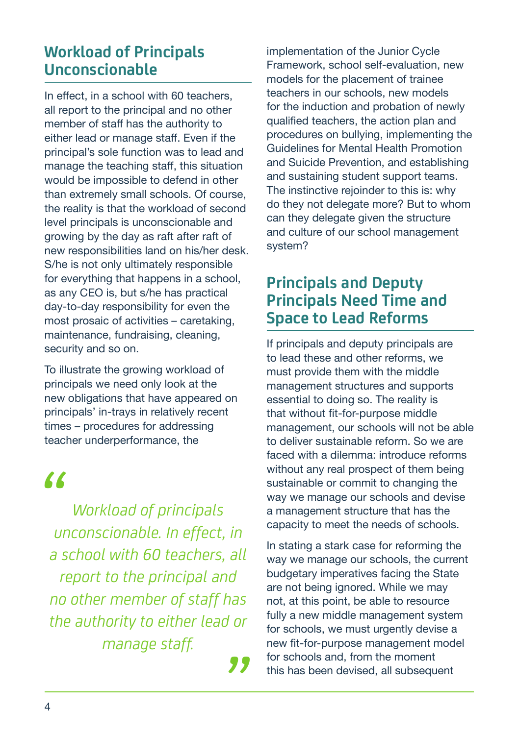## Workload of Principals Unconscionable

In effect, in a school with 60 teachers, all report to the principal and no other member of staff has the authority to either lead or manage staff. Even if the principal's sole function was to lead and manage the teaching staff, this situation would be impossible to defend in other than extremely small schools. Of course, the reality is that the workload of second level principals is unconscionable and growing by the day as raft after raft of new responsibilities land on his/her desk. S/he is not only ultimately responsible for everything that happens in a school, as any CEO is, but s/he has practical day-to-day responsibility for even the most prosaic of activities – caretaking, maintenance, fundraising, cleaning, security and so on.

To illustrate the growing workload of principals we need only look at the new obligations that have appeared on principals' in-trays in relatively recent times – procedures for addressing teacher underperformance, the implementation of the Junior Cycle Framework, school self-evaluation, new models for the placement of trainee teachers in our schools, new models for the induction and probation of newly qualified teachers, the action plan and procedures on bullying, implementing the Guidelines for Mental Health Promotion and Suicide Prevention, and establishing and sustaining student support teams. The instinctive rejoinder to this is: why do they not delegate more? But to whom can they delegate given the structure and culture of our school management system?

> *Workload of principals unconscionable. In effect, in a school with 60 teachers, all report to the principal and no other member of staff has the authority to either lead or manage staff.*

## Principals and Deputy Principals Need Time and Space to Lead Reforms

If principals and deputy principals are to lead these and other reforms, we must provide them with the middle management structures and supports essential to doing so. The reality is that without fit-for-purpose middle management, our schools will not be able to deliver sustainable reform. So we are faced with a dilemma: introduce reforms without any real prospect of them being sustainable or commit to changing the way we manage our schools and devise a management structure that has the capacity to meet the needs of schools.

In stating a stark case for reforming the way we manage our schools, the current budgetary imperatives facing the State are not being ignored. While we may not, at this point, be able to resource fully a new middle management system for schools, we must urgently devise a new fit-for-purpose management model for schools and, from the moment this has been devised, all subsequent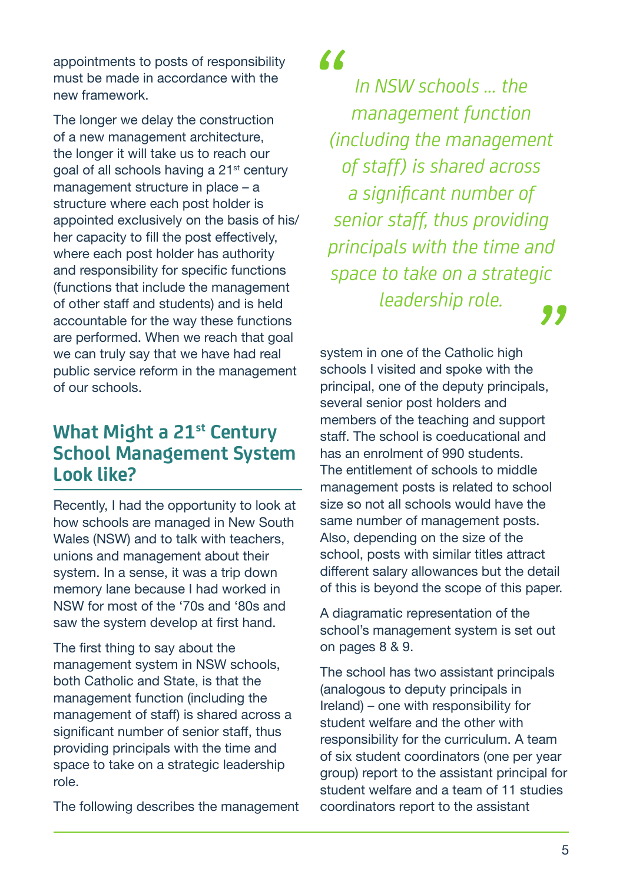appointments to posts of responsibility must be made in accordance with the new framework.

The longer we delay the construction of a new management architecture, the longer it will take us to reach our goal of all schools having a 21st century management structure in place – a structure where each post holder is appointed exclusively on the basis of his/her capacity to fill the post effectively, where each post holder has authority and responsibility for specific functions (functions that include the management of other staff and students) and is held accountable for the way these functions are performed. When we reach that goal we can truly say that we have had real public service reform in the management of our schools.

## What Might a 21st Century School Management System Look like?

Recently, I had the opportunity to look at how schools are managed in New South Wales (NSW) and to talk with teachers, unions and management about their system. In a sense, it was a trip down memory lane because I had worked in NSW for most of the '70s and '80s and saw the system develop at first hand.

The first thing to say about the management system in NSW schools, both Catholic and State, is that the management function (including the management of staff) is shared across a significant number of senior staff, thus providing principals with the time and space to take on a strategic leadership role.

> *"In NSW schools ... the management function (including the management of staff) is shared across a significant number of senior staff, thus providing principals with the time and space to take on a strategic leadership role."*

The following describes the management system in one of the Catholic high schools I visited and spoke with the principal, one of the deputy principals, several senior post holders and members of the teaching and support staff. The school is coeducational and has an enrolment of 990 students. The entitlement of schools to middle management posts is related to school size so not all schools would have the same number of management posts. Also, depending on the size of the school, posts with similar titles attract different salary allowances but the detail of this is beyond the scope of this paper.

A diagramatic representation of the school's management system is set out on pages 8 & 9.

The school has two assistant principals (analogous to deputy principals in Ireland) – one with responsibility for student welfare and the other with responsibility for the curriculum. A team of six student coordinators (one per year group) report to the assistant principal for student welfare and a team of 11 studies coordinators report to the assistant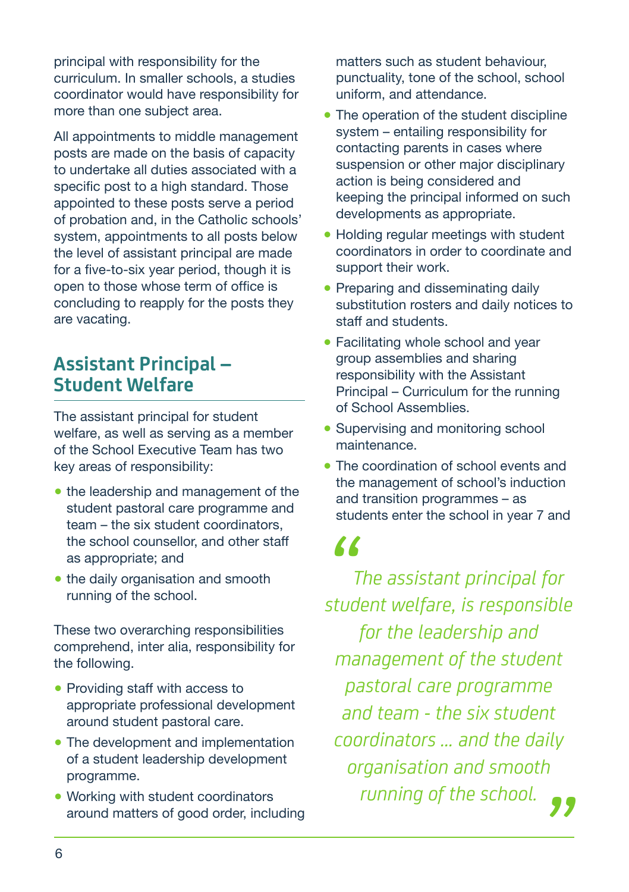principal with responsibility for the curriculum. In smaller schools, a studies coordinator would have responsibility for more than one subject area.

All appointments to middle management posts are made on the basis of capacity to undertake all duties associated with a specific post to a high standard. Those appointed to these posts serve a period of probation and, in the Catholic schools' system, appointments to all posts below the level of assistant principal are made for a five-to-six year period, though it is open to those whose term of office is concluding to reapply for the posts they are vacating.

## Assistant Principal – Student Welfare

The assistant principal for student welfare, as well as serving as a member of the School Executive Team has two key areas of responsibility:

- the leadership and management of the student pastoral care programme and team – the six student coordinators, the school counsellor, and other staff as appropriate; and
- the daily organisation and smooth running of the school.

These two overarching responsibilities comprehend, inter alia, responsibility for the following.

- Providing staff with access to appropriate professional development around student pastoral care.
- The development and implementation of a student leadership development programme.
- Working with student coordinators around matters of good order, including matters such as student behaviour, punctuality, tone of the school, school uniform, and attendance.
- The operation of the student discipline system – entailing responsibility for contacting parents in cases where suspension or other major disciplinary action is being considered and keeping the principal informed on such developments as appropriate.
- Holding regular meetings with student coordinators in order to coordinate and support their work.
- Preparing and disseminating daily substitution rosters and daily notices to staff and students.
- Facilitating whole school and year group assemblies and sharing responsibility with the Assistant Principal – Curriculum for the running of School Assemblies.
- Supervising and monitoring school maintenance.
- The coordination of school events and the management of school's induction and transition programmes – as students enter the school in year 7 and

> *"The assistant principal for student welfare, is responsible for the leadership and management of the student pastoral care programme and team - the six student coordinators ... and the daily organisation and smooth running of the school."*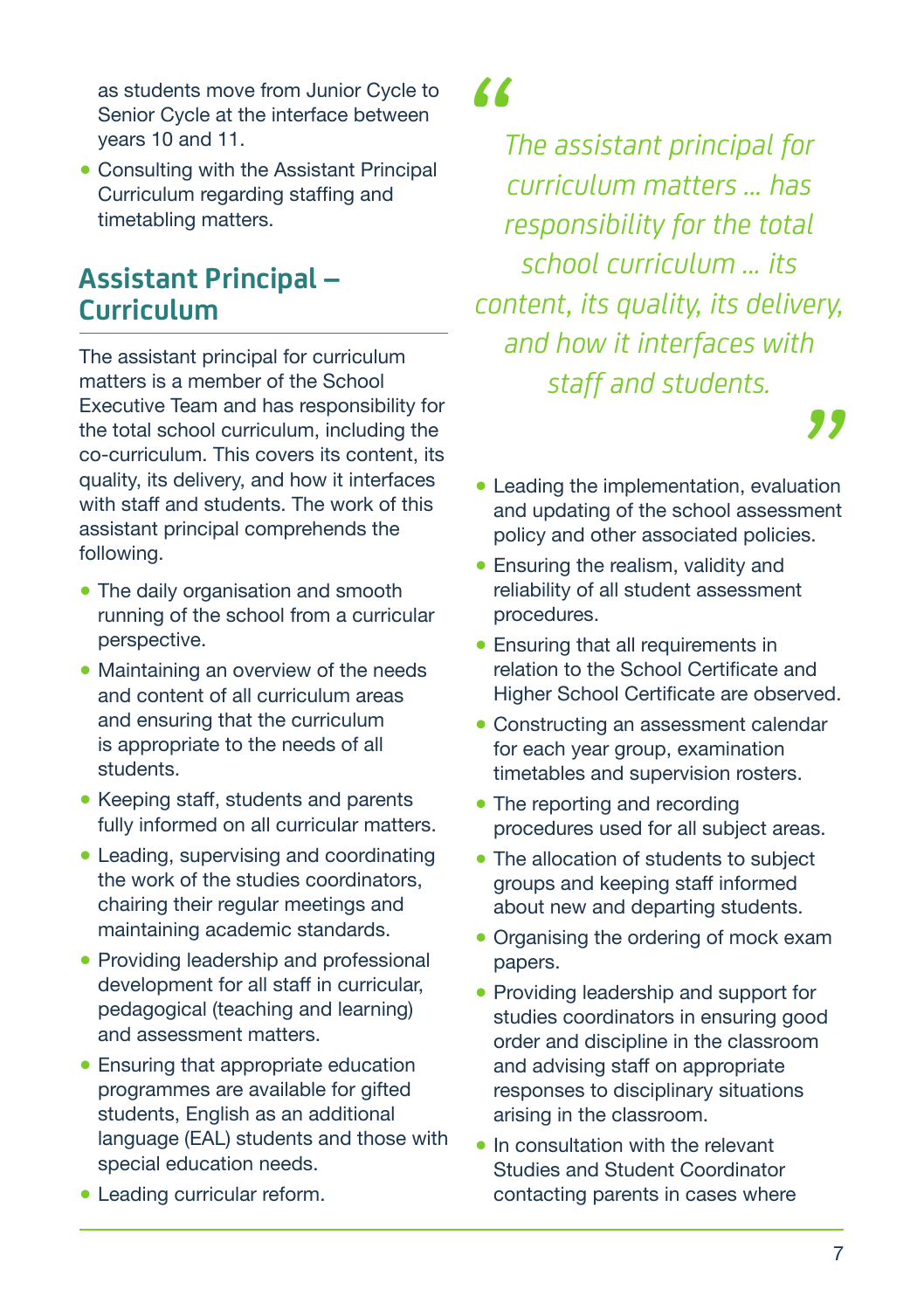as students move from Junior Cycle to Senior Cycle at the interface between years 10 and 11.

- Consulting with the Assistant Principal Curriculum regarding staffing and timetabling matters.

## Assistant Principal – Curriculum

The assistant principal for curriculum matters is a member of the School Executive Team and has responsibility for the total school curriculum, including the co-curriculum. This covers its content, its quality, its delivery, and how it interfaces with staff and students. The work of this assistant principal comprehends the following.

- The daily organisation and smooth running of the school from a curricular perspective.
- Maintaining an overview of the needs and content of all curriculum areas and ensuring that the curriculum is appropriate to the needs of all students.
- Keeping staff, students and parents fully informed on all curricular matters.
- Leading, supervising and coordinating the work of the studies coordinators, chairing their regular meetings and maintaining academic standards.
- Providing leadership and professional development for all staff in curricular, pedagogical (teaching and learning) and assessment matters.
- Ensuring that appropriate education programmes are available for gifted students, English as an additional language (EAL) students and those with special education needs.
- Leading curricular reform.

> *"The assistant principal for curriculum matters … has responsibility for the total school curriculum … its content, its quality, its delivery, and how it interfaces with staff and students."*

- Leading the implementation, evaluation and updating of the school assessment policy and other associated policies.
- Ensuring the realism, validity and reliability of all student assessment procedures.
- Ensuring that all requirements in relation to the School Certificate and Higher School Certificate are observed.
- Constructing an assessment calendar for each year group, examination timetables and supervision rosters.
- The reporting and recording procedures used for all subject areas.
- The allocation of students to subject groups and keeping staff informed about new and departing students.
- Organising the ordering of mock exam papers.
- Providing leadership and support for studies coordinators in ensuring good order and discipline in the classroom and advising staff on appropriate responses to disciplinary situations arising in the classroom.
- In consultation with the relevant Studies and Student Coordinator contacting parents in cases where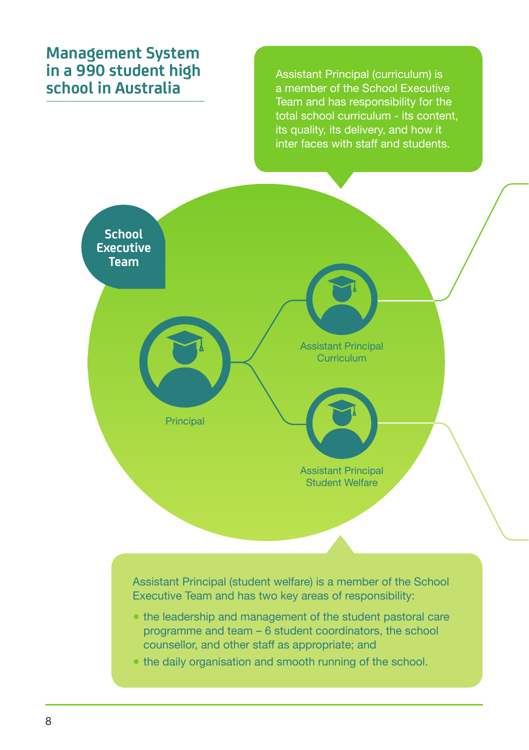# Management System in a 990 student high school in Australia

Assistant Principal (curriculum) is a member of the School Executive Team and has responsibility for the total school curriculum - its content, its quality, its delivery, and how it inter faces with staff and students.

**School Executive Team**

Principal

Assistant Principal Curriculum

Assistant Principal Student Welfare

Assistant Principal (student welfare) is a member of the School Executive Team and has two key areas of responsibility:

- the leadership and management of the student pastoral care programme and team – 6 student coordinators, the school counsellor, and other staff as appropriate; and
- the daily organisation and smooth running of the school.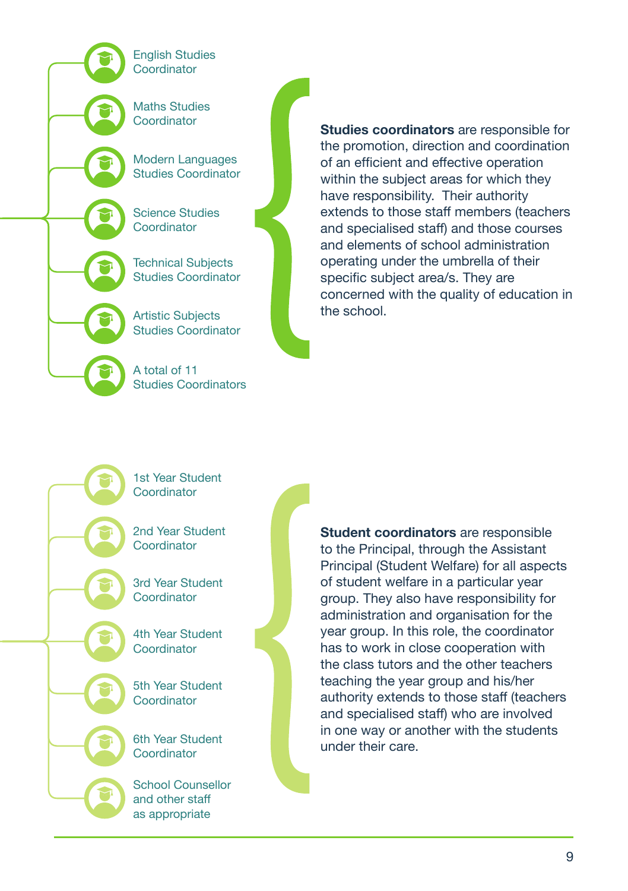- English Studies Coordinator
- Maths Studies Coordinator
- Modern Languages Studies Coordinator
- Science Studies Coordinator
- Technical Subjects Studies Coordinator
- Artistic Subjects Studies Coordinator
- A total of 11 Studies Coordinators

**Studies coordinators** are responsible for the promotion, direction and coordination of an efficient and effective operation within the subject areas for which they have responsibility. Their authority extends to those staff members (teachers and specialised staff) and those courses and elements of school administration operating under the umbrella of their specific subject area/s. They are concerned with the quality of education in the school.

- 1st Year Student Coordinator
- 2nd Year Student Coordinator
- 3rd Year Student Coordinator
- 4th Year Student Coordinator
- 5th Year Student Coordinator
- 6th Year Student Coordinator
- School Counsellor and other staff as appropriate

**Student coordinators** are responsible to the Principal, through the Assistant Principal (Student Welfare) for all aspects of student welfare in a particular year group. They also have responsibility for administration and organisation for the year group. In this role, the coordinator has to work in close cooperation with the class tutors and the other teachers teaching the year group and his/her authority extends to those staff (teachers and specialised staff) who are involved in one way or another with the students under their care.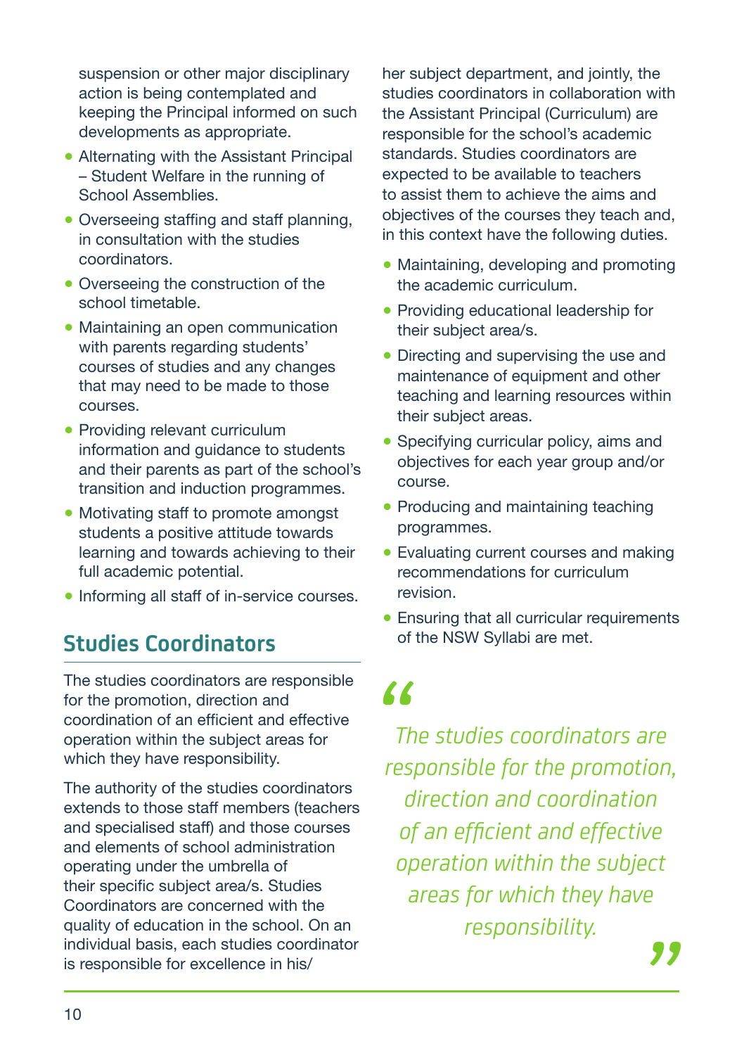suspension or other major disciplinary action is being contemplated and keeping the Principal informed on such developments as appropriate.

- Alternating with the Assistant Principal – Student Welfare in the running of School Assemblies.
- Overseeing staffing and staff planning, in consultation with the studies coordinators.
- Overseeing the construction of the school timetable.
- Maintaining an open communication with parents regarding students' courses of studies and any changes that may need to be made to those courses.
- Providing relevant curriculum information and guidance to students and their parents as part of the school's transition and induction programmes.
- Motivating staff to promote amongst students a positive attitude towards learning and towards achieving to their full academic potential.
- Informing all staff of in-service courses.

## Studies Coordinators

The studies coordinators are responsible for the promotion, direction and coordination of an efficient and effective operation within the subject areas for which they have responsibility.

The authority of the studies coordinators extends to those staff members (teachers and specialised staff) and those courses and elements of school administration operating under the umbrella of their specific subject area/s. Studies Coordinators are concerned with the quality of education in the school. On an individual basis, each studies coordinator is responsible for excellence in his/her subject department, and jointly, the studies coordinators in collaboration with the Assistant Principal (Curriculum) are responsible for the school's academic standards. Studies coordinators are expected to be available to teachers to assist them to achieve the aims and objectives of the courses they teach and, in this context have the following duties.

- Maintaining, developing and promoting the academic curriculum.
- Providing educational leadership for their subject area/s.
- Directing and supervising the use and maintenance of equipment and other teaching and learning resources within their subject areas.
- Specifying curricular policy, aims and objectives for each year group and/or course.
- Producing and maintaining teaching programmes.
- Evaluating current courses and making recommendations for curriculum revision.
- Ensuring that all curricular requirements of the NSW Syllabi are met.

> *"The studies coordinators are responsible for the promotion, direction and coordination of an efficient and effective operation within the subject areas for which they have responsibility."*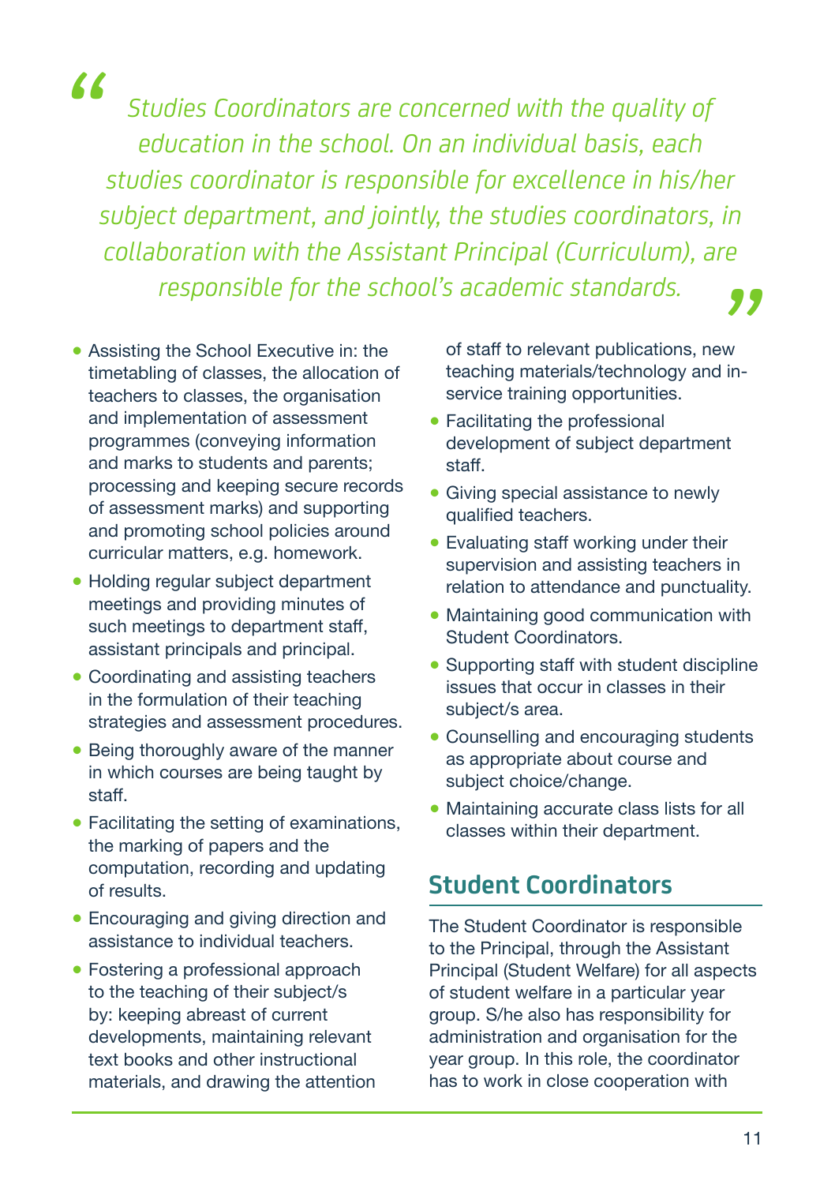> *Studies Coordinators are concerned with the quality of education in the school. On an individual basis, each studies coordinator is responsible for excellence in his/her subject department, and jointly, the studies coordinators, in collaboration with the Assistant Principal (Curriculum), are responsible for the school's academic standards.*

- Assisting the School Executive in: the timetabling of classes, the allocation of teachers to classes, the organisation and implementation of assessment programmes (conveying information and marks to students and parents; processing and keeping secure records of assessment marks) and supporting and promoting school policies around curricular matters, e.g. homework.
- Holding regular subject department meetings and providing minutes of such meetings to department staff, assistant principals and principal.
- Coordinating and assisting teachers in the formulation of their teaching strategies and assessment procedures.
- Being thoroughly aware of the manner in which courses are being taught by staff.
- Facilitating the setting of examinations, the marking of papers and the computation, recording and updating of results.
- Encouraging and giving direction and assistance to individual teachers.
- Fostering a professional approach to the teaching of their subject/s by: keeping abreast of current developments, maintaining relevant text books and other instructional materials, and drawing the attention of staff to relevant publications, new teaching materials/technology and in-service training opportunities.
- Facilitating the professional development of subject department staff.
- Giving special assistance to newly qualified teachers.
- Evaluating staff working under their supervision and assisting teachers in relation to attendance and punctuality.
- Maintaining good communication with Student Coordinators.
- Supporting staff with student discipline issues that occur in classes in their subject/s area.
- Counselling and encouraging students as appropriate about course and subject choice/change.
- Maintaining accurate class lists for all classes within their department.

## Student Coordinators

The Student Coordinator is responsible to the Principal, through the Assistant Principal (Student Welfare) for all aspects of student welfare in a particular year group. S/he also has responsibility for administration and organisation for the year group. In this role, the coordinator has to work in close cooperation with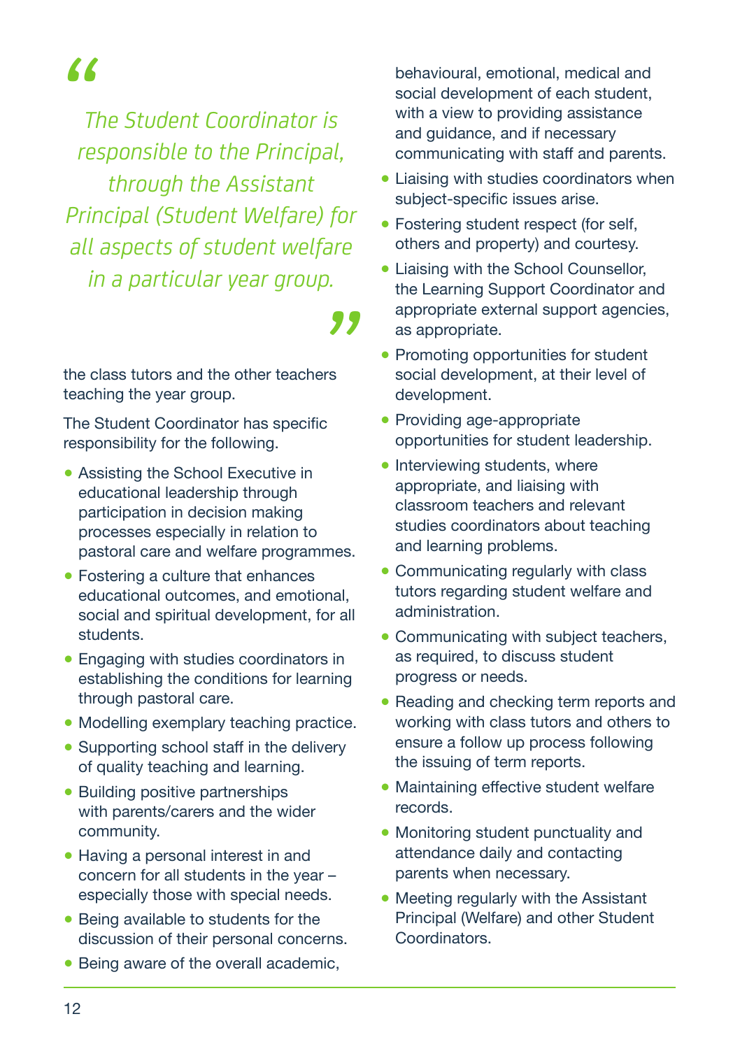> *The Student Coordinator is responsible to the Principal, through the Assistant Principal (Student Welfare) for all aspects of student welfare in a particular year group.*

the class tutors and the other teachers teaching the year group.

The Student Coordinator has specific responsibility for the following.

- Assisting the School Executive in educational leadership through participation in decision making processes especially in relation to pastoral care and welfare programmes.
- Fostering a culture that enhances educational outcomes, and emotional, social and spiritual development, for all students.
- Engaging with studies coordinators in establishing the conditions for learning through pastoral care.
- Modelling exemplary teaching practice.
- Supporting school staff in the delivery of quality teaching and learning.
- Building positive partnerships with parents/carers and the wider community.
- Having a personal interest in and concern for all students in the year – especially those with special needs.
- Being available to students for the discussion of their personal concerns.
- Being aware of the overall academic, behavioural, emotional, medical and social development of each student, with a view to providing assistance and guidance, and if necessary communicating with staff and parents.
- Liaising with studies coordinators when subject-specific issues arise.
- Fostering student respect (for self, others and property) and courtesy.
- Liaising with the School Counsellor, the Learning Support Coordinator and appropriate external support agencies, as appropriate.
- Promoting opportunities for student social development, at their level of development.
- Providing age-appropriate opportunities for student leadership.
- Interviewing students, where appropriate, and liaising with classroom teachers and relevant studies coordinators about teaching and learning problems.
- Communicating regularly with class tutors regarding student welfare and administration.
- Communicating with subject teachers, as required, to discuss student progress or needs.
- Reading and checking term reports and working with class tutors and others to ensure a follow up process following the issuing of term reports.
- Maintaining effective student welfare records.
- Monitoring student punctuality and attendance daily and contacting parents when necessary.
- Meeting regularly with the Assistant Principal (Welfare) and other Student Coordinators.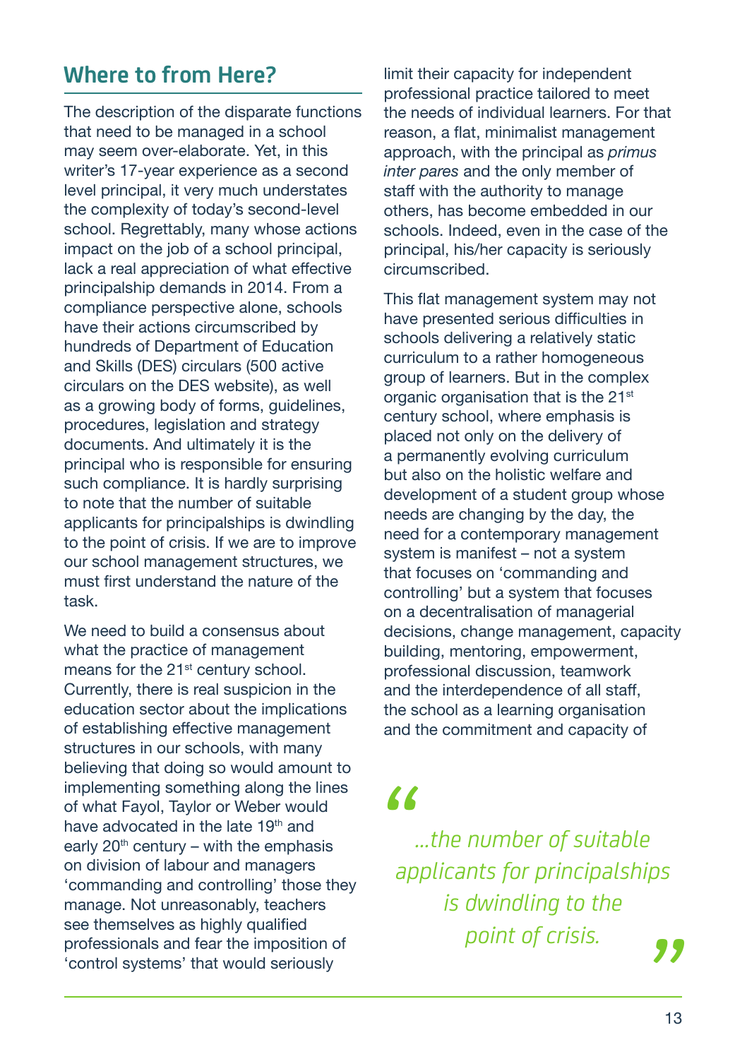## Where to from Here?

The description of the disparate functions that need to be managed in a school may seem over-elaborate. Yet, in this writer's 17-year experience as a second level principal, it very much understates the complexity of today's second-level school. Regrettably, many whose actions impact on the job of a school principal, lack a real appreciation of what effective principalship demands in 2014. From a compliance perspective alone, schools have their actions circumscribed by hundreds of Department of Education and Skills (DES) circulars (500 active circulars on the DES website), as well as a growing body of forms, guidelines, procedures, legislation and strategy documents. And ultimately it is the principal who is responsible for ensuring such compliance. It is hardly surprising to note that the number of suitable applicants for principalships is dwindling to the point of crisis. If we are to improve our school management structures, we must first understand the nature of the task.

We need to build a consensus about what the practice of management means for the 21st century school. Currently, there is real suspicion in the education sector about the implications of establishing effective management structures in our schools, with many believing that doing so would amount to implementing something along the lines of what Fayol, Taylor or Weber would have advocated in the late 19th and early 20th century – with the emphasis on division of labour and managers 'commanding and controlling' those they manage. Not unreasonably, teachers see themselves as highly qualified professionals and fear the imposition of 'control systems' that would seriously limit their capacity for independent professional practice tailored to meet the needs of individual learners. For that reason, a flat, minimalist management approach, with the principal as *primus inter pares* and the only member of staff with the authority to manage others, has become embedded in our schools. Indeed, even in the case of the principal, his/her capacity is seriously circumscribed.

This flat management system may not have presented serious difficulties in schools delivering a relatively static curriculum to a rather homogeneous group of learners. But in the complex organic organisation that is the 21st century school, where emphasis is placed not only on the delivery of a permanently evolving curriculum but also on the holistic welfare and development of a student group whose needs are changing by the day, the need for a contemporary management system is manifest – not a system that focuses on 'commanding and controlling' but a system that focuses on a decentralisation of managerial decisions, change management, capacity building, mentoring, empowerment, professional discussion, teamwork and the interdependence of all staff, the school as a learning organisation and the commitment and capacity of

> *"...the number of suitable applicants for principalships is dwindling to the point of crisis."*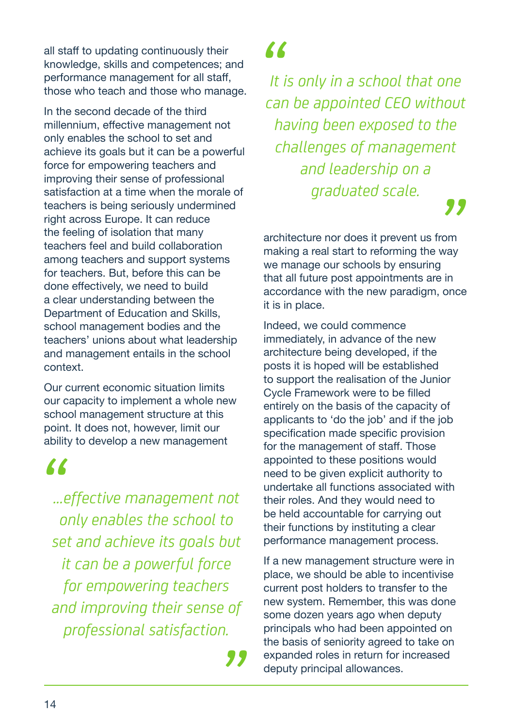all staff to updating continuously their knowledge, skills and competences; and performance management for all staff, those who teach and those who manage.

In the second decade of the third millennium, effective management not only enables the school to set and achieve its goals but it can be a powerful force for empowering teachers and improving their sense of professional satisfaction at a time when the morale of teachers is being seriously undermined right across Europe. It can reduce the feeling of isolation that many teachers feel and build collaboration among teachers and support systems for teachers. But, before this can be done effectively, we need to build a clear understanding between the Department of Education and Skills, school management bodies and the teachers' unions about what leadership and management entails in the school context.

Our current economic situation limits our capacity to implement a whole new school management structure at this point. It does not, however, limit our ability to develop a new management architecture nor does it prevent us from making a real start to reforming the way we manage our schools by ensuring that all future post appointments are in accordance with the new paradigm, once it is in place.

> *"...effective management not only enables the school to set and achieve its goals but it can be a powerful force for empowering teachers and improving their sense of professional satisfaction."*

> *"It is only in a school that one can be appointed CEO without having been exposed to the challenges of management and leadership on a graduated scale."*

Indeed, we could commence immediately, in advance of the new architecture being developed, if the posts it is hoped will be established to support the realisation of the Junior Cycle Framework were to be filled entirely on the basis of the capacity of applicants to 'do the job' and if the job specification made specific provision for the management of staff. Those appointed to these positions would need to be given explicit authority to undertake all functions associated with their roles. And they would need to be held accountable for carrying out their functions by instituting a clear performance management process.

If a new management structure were in place, we should be able to incentivise current post holders to transfer to the new system. Remember, this was done some dozen years ago when deputy principals who had been appointed on the basis of seniority agreed to take on expanded roles in return for increased deputy principal allowances.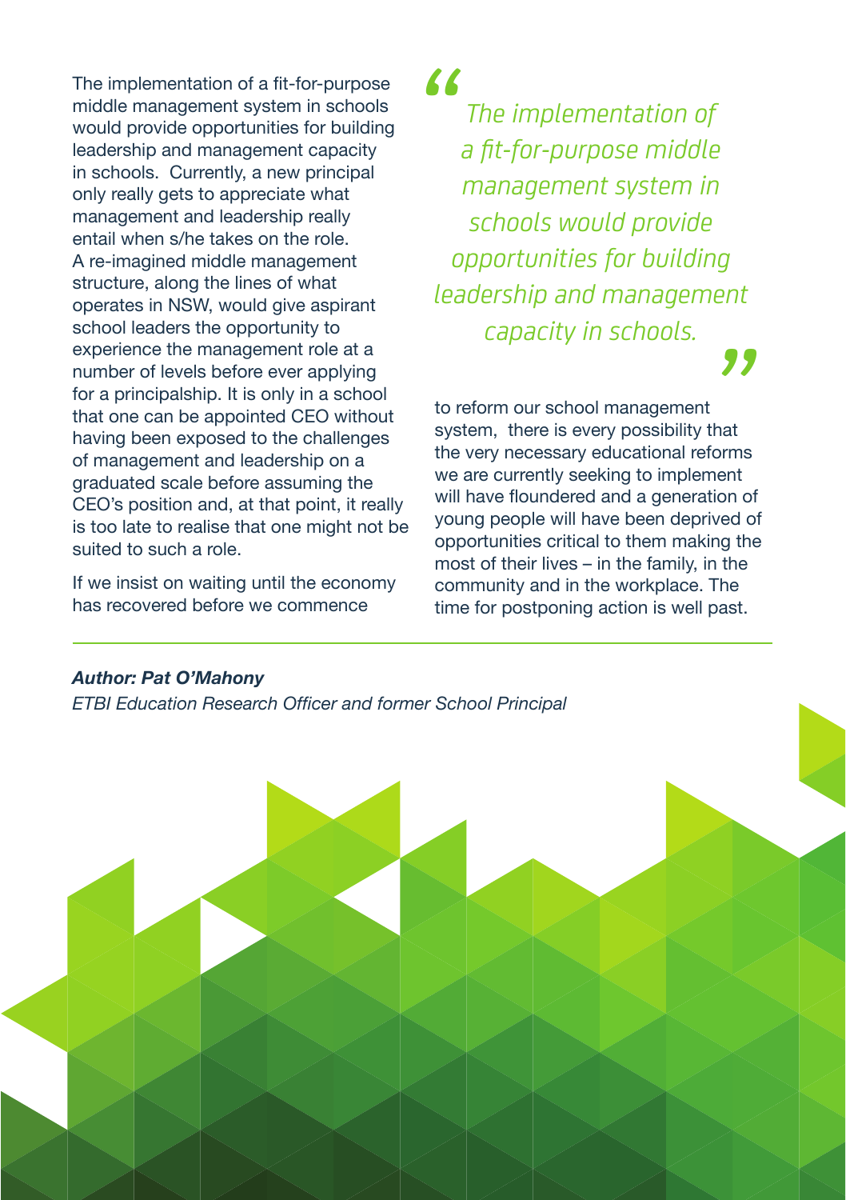The implementation of a fit-for-purpose middle management system in schools would provide opportunities for building leadership and management capacity in schools. Currently, a new principal only really gets to appreciate what management and leadership really entail when s/he takes on the role. A re-imagined middle management structure, along the lines of what operates in NSW, would give aspirant school leaders the opportunity to experience the management role at a number of levels before ever applying for a principalship. It is only in a school that one can be appointed CEO without having been exposed to the challenges of management and leadership on a graduated scale before assuming the CEO's position and, at that point, it really is too late to realise that one might not be suited to such a role.

> *"The implementation of a fit-for-purpose middle management system in schools would provide opportunities for building leadership and management capacity in schools."*

If we insist on waiting until the economy has recovered before we commence to reform our school management system, there is every possibility that the very necessary educational reforms we are currently seeking to implement will have floundered and a generation of young people will have been deprived of opportunities critical to them making the most of their lives – in the family, in the community and in the workplace. The time for postponing action is well past.

---

***Author: Pat O'Mahony***

*ETBI Education Research Officer and former School Principal*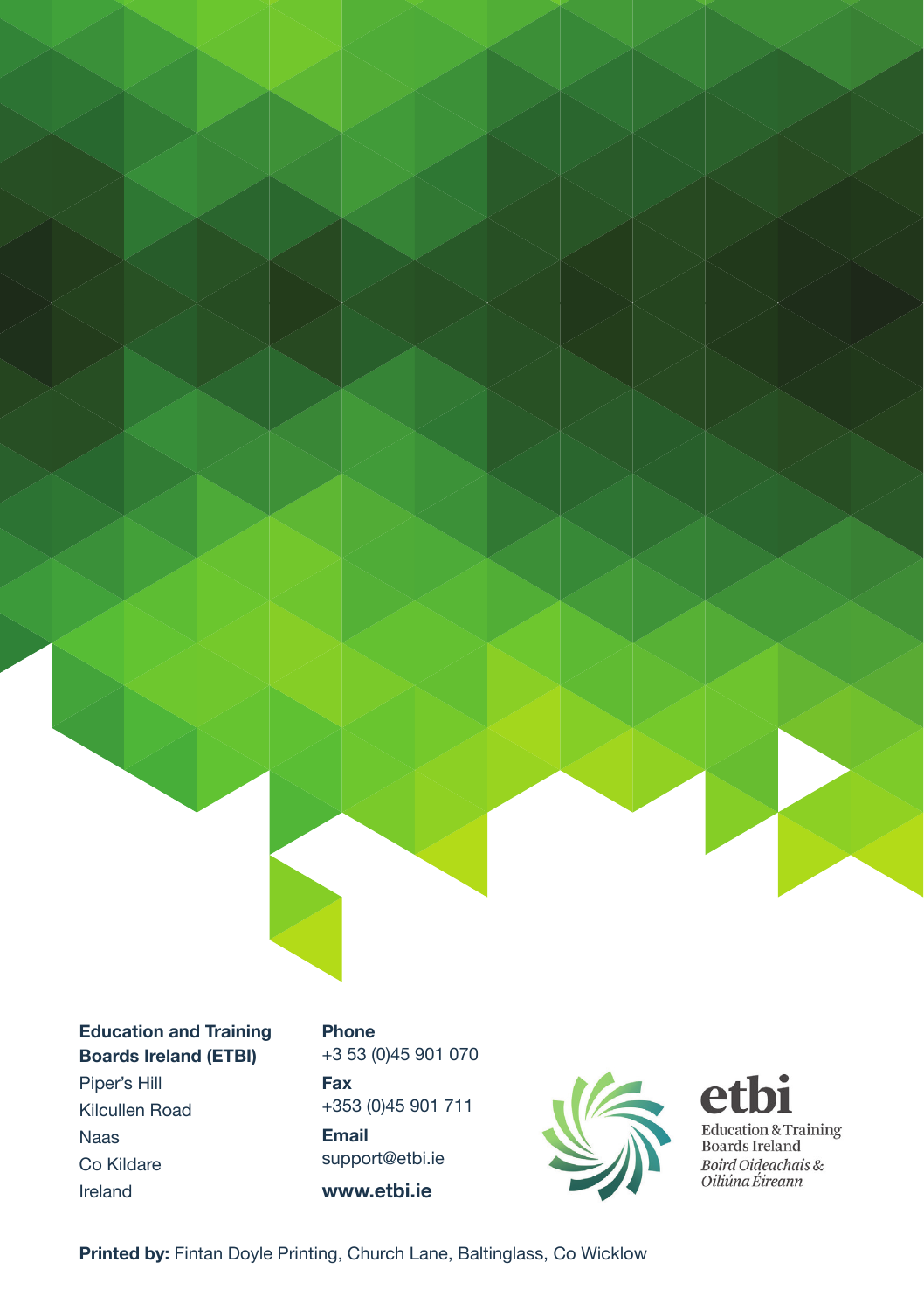**Education and Training Boards Ireland (ETBI)**
Piper's Hill
Kilcullen Road
Naas
Co Kildare
Ireland

**Phone**
+3 53 (0)45 901 070

**Fax**
+353 (0)45 901 711

**Email**
support@etbi.ie

**www.etbi.ie**

etbi
Education & Training Boards Ireland
*Boird Oideachais & Oiliúna Éireann*

**Printed by:** Fintan Doyle Printing, Church Lane, Baltinglass, Co Wicklow